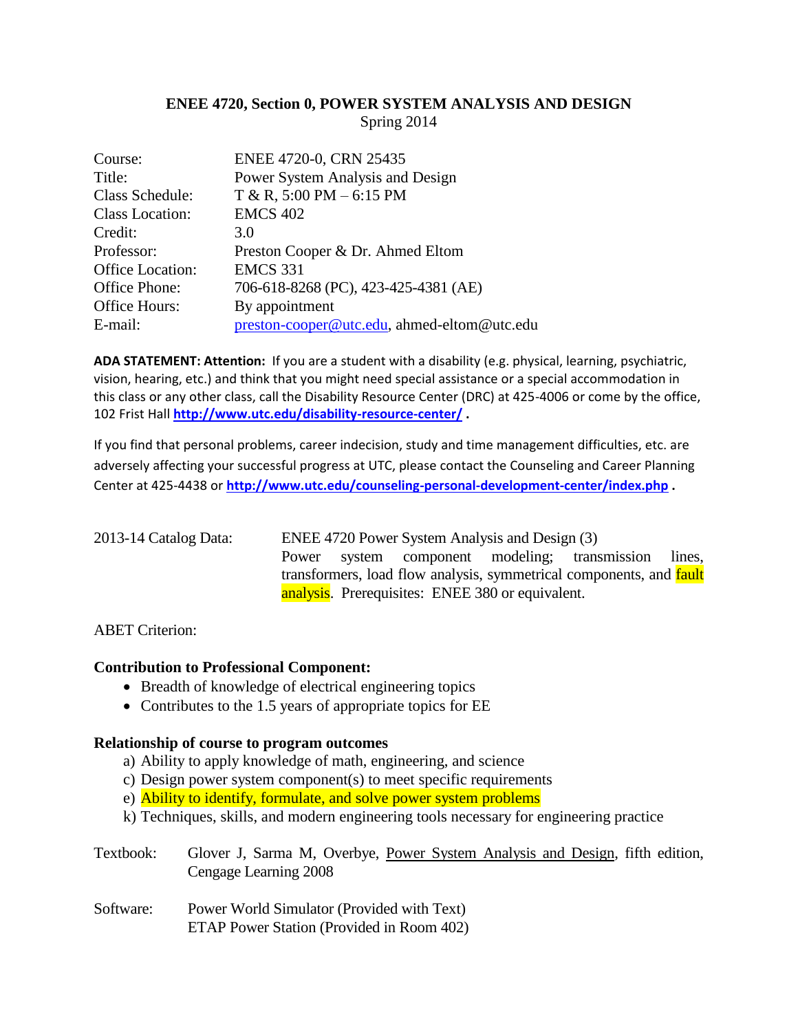**ENEE 4720, Section 0, POWER SYSTEM ANALYSIS AND DESIGN**
Spring 2014

| | |
|---|---|
| Course: | ENEE 4720-0, CRN 25435 |
| Title: | Power System Analysis and Design |
| Class Schedule: | T & R, 5:00 PM – 6:15 PM |
| Class Location: | EMCS 402 |
| Credit: | 3.0 |
| Professor: | Preston Cooper & Dr. Ahmed Eltom |
| Office Location: | EMCS 331 |
| Office Phone: | 706-618-8268 (PC), 423-425-4381 (AE) |
| Office Hours: | By appointment |
| E-mail: | preston-cooper@utc.edu, ahmed-eltom@utc.edu |

**ADA STATEMENT: Attention:** If you are a student with a disability (e.g. physical, learning, psychiatric, vision, hearing, etc.) and think that you might need special assistance or a special accommodation in this class or any other class, call the Disability Resource Center (DRC) at 425-4006 or come by the office, 102 Frist Hall **http://www.utc.edu/disability-resource-center/** .

If you find that personal problems, career indecision, study and time management difficulties, etc. are adversely affecting your successful progress at UTC, please contact the Counseling and Career Planning Center at 425-4438 or **http://www.utc.edu/counseling-personal-development-center/index.php** .

2013-14 Catalog Data: ENEE 4720 Power System Analysis and Design (3)
Power system component modeling; transmission lines, transformers, load flow analysis, symmetrical components, and fault analysis. Prerequisites: ENEE 380 or equivalent.

ABET Criterion:

**Contribution to Professional Component:**

- Breadth of knowledge of electrical engineering topics
- Contributes to the 1.5 years of appropriate topics for EE

**Relationship of course to program outcomes**

a) Ability to apply knowledge of math, engineering, and science
c) Design power system component(s) to meet specific requirements
e) Ability to identify, formulate, and solve power system problems
k) Techniques, skills, and modern engineering tools necessary for engineering practice

Textbook: Glover J, Sarma M, Overbye, Power System Analysis and Design, fifth edition, Cengage Learning 2008

Software: Power World Simulator (Provided with Text)
ETAP Power Station (Provided in Room 402)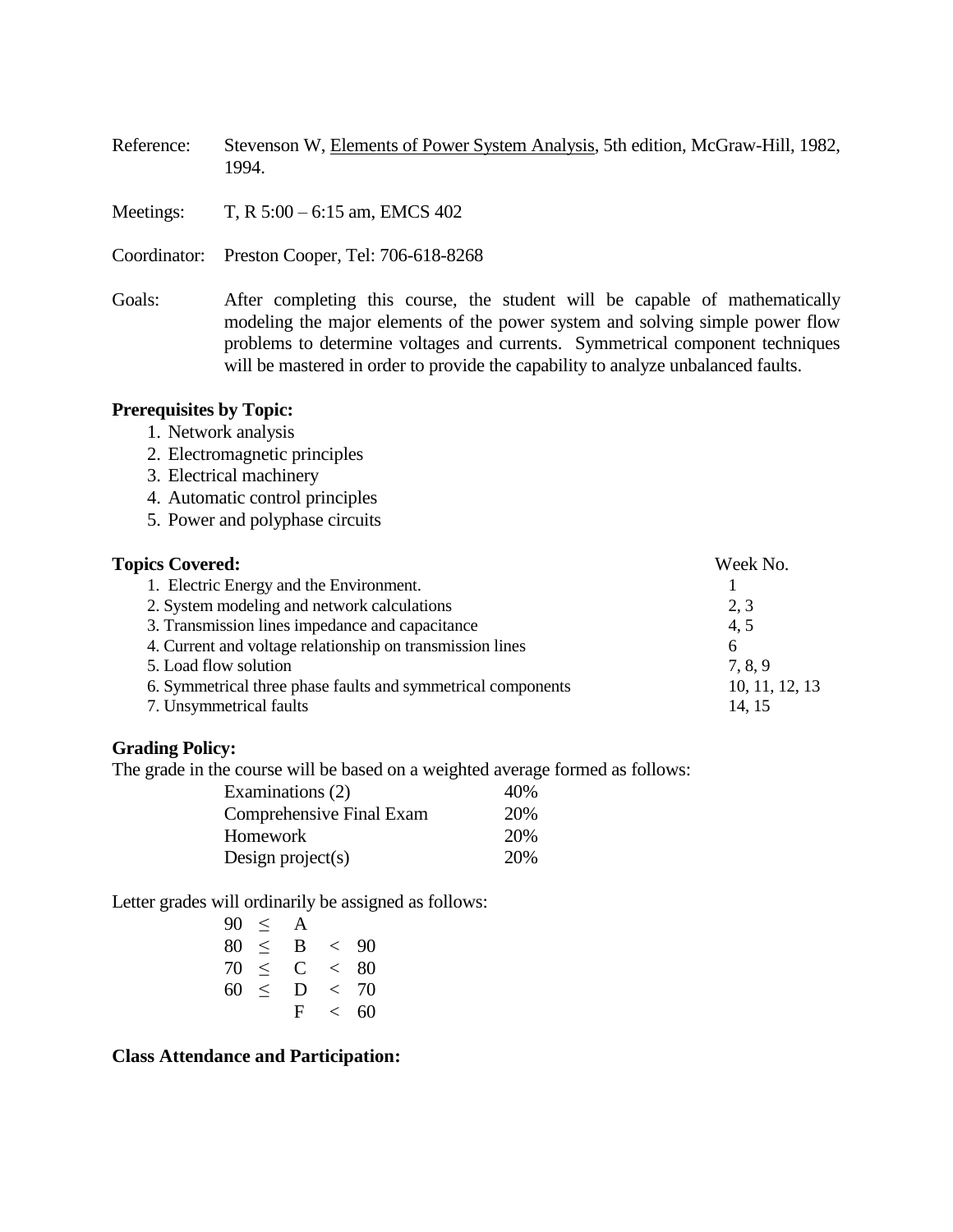Reference: Stevenson W, Elements of Power System Analysis, 5th edition, McGraw-Hill, 1982, 1994.

Meetings: T, R 5:00 – 6:15 am, EMCS 402

Coordinator: Preston Cooper, Tel: 706-618-8268

Goals: After completing this course, the student will be capable of mathematically modeling the major elements of the power system and solving simple power flow problems to determine voltages and currents. Symmetrical component techniques will be mastered in order to provide the capability to analyze unbalanced faults.

**Prerequisites by Topic:**

1. Network analysis
2. Electromagnetic principles
3. Electrical machinery
4. Automatic control principles
5. Power and polyphase circuits

| **Topics Covered:** | Week No. |
|---|---|
| 1. Electric Energy and the Environment. | 1 |
| 2. System modeling and network calculations | 2, 3 |
| 3. Transmission lines impedance and capacitance | 4, 5 |
| 4. Current and voltage relationship on transmission lines | 6 |
| 5. Load flow solution | 7, 8, 9 |
| 6. Symmetrical three phase faults and symmetrical components | 10, 11, 12, 13 |
| 7. Unsymmetrical faults | 14, 15 |

**Grading Policy:**

The grade in the course will be based on a weighted average formed as follows:

| | |
|---|---|
| Examinations (2) | 40% |
| Comprehensive Final Exam | 20% |
| Homework | 20% |
| Design project(s) | 20% |

Letter grades will ordinarily be assigned as follows:

$90 \leq A$

$80 \leq B < 90$

$70 \leq C < 80$

$60 \leq D < 70$

$F < 60$

**Class Attendance and Participation:**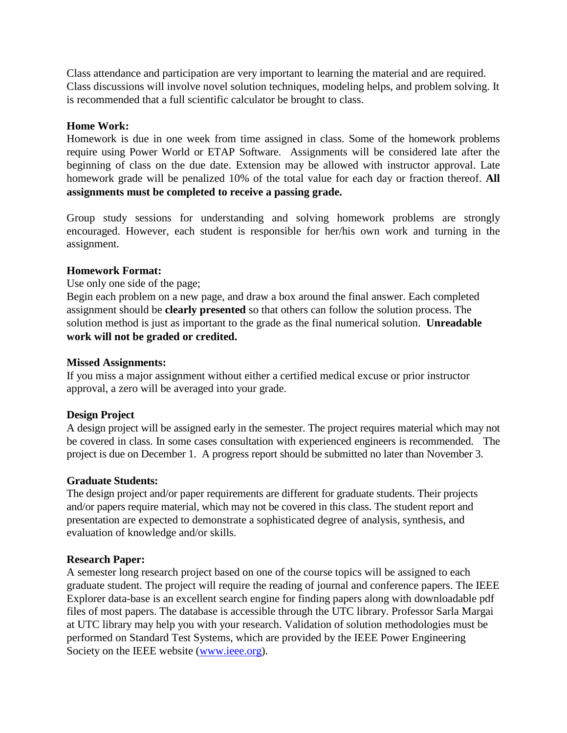Class attendance and participation are very important to learning the material and are required. Class discussions will involve novel solution techniques, modeling helps, and problem solving. It is recommended that a full scientific calculator be brought to class.

**Home Work:**

Homework is due in one week from time assigned in class. Some of the homework problems require using Power World or ETAP Software. Assignments will be considered late after the beginning of class on the due date. Extension may be allowed with instructor approval. Late homework grade will be penalized 10% of the total value for each day or fraction thereof. **All assignments must be completed to receive a passing grade.**

Group study sessions for understanding and solving homework problems are strongly encouraged. However, each student is responsible for her/his own work and turning in the assignment.

**Homework Format:**

Use only one side of the page;

Begin each problem on a new page, and draw a box around the final answer. Each completed assignment should be **clearly presented** so that others can follow the solution process. The solution method is just as important to the grade as the final numerical solution. **Unreadable work will not be graded or credited.**

**Missed Assignments:**

If you miss a major assignment without either a certified medical excuse or prior instructor approval, a zero will be averaged into your grade.

**Design Project**

A design project will be assigned early in the semester. The project requires material which may not be covered in class. In some cases consultation with experienced engineers is recommended. The project is due on December 1. A progress report should be submitted no later than November 3.

**Graduate Students:**

The design project and/or paper requirements are different for graduate students. Their projects and/or papers require material, which may not be covered in this class. The student report and presentation are expected to demonstrate a sophisticated degree of analysis, synthesis, and evaluation of knowledge and/or skills.

**Research Paper:**

A semester long research project based on one of the course topics will be assigned to each graduate student. The project will require the reading of journal and conference papers. The IEEE Explorer data-base is an excellent search engine for finding papers along with downloadable pdf files of most papers. The database is accessible through the UTC library. Professor Sarla Margai at UTC library may help you with your research. Validation of solution methodologies must be performed on Standard Test Systems, which are provided by the IEEE Power Engineering Society on the IEEE website ([www.ieee.org](http://www.ieee.org)).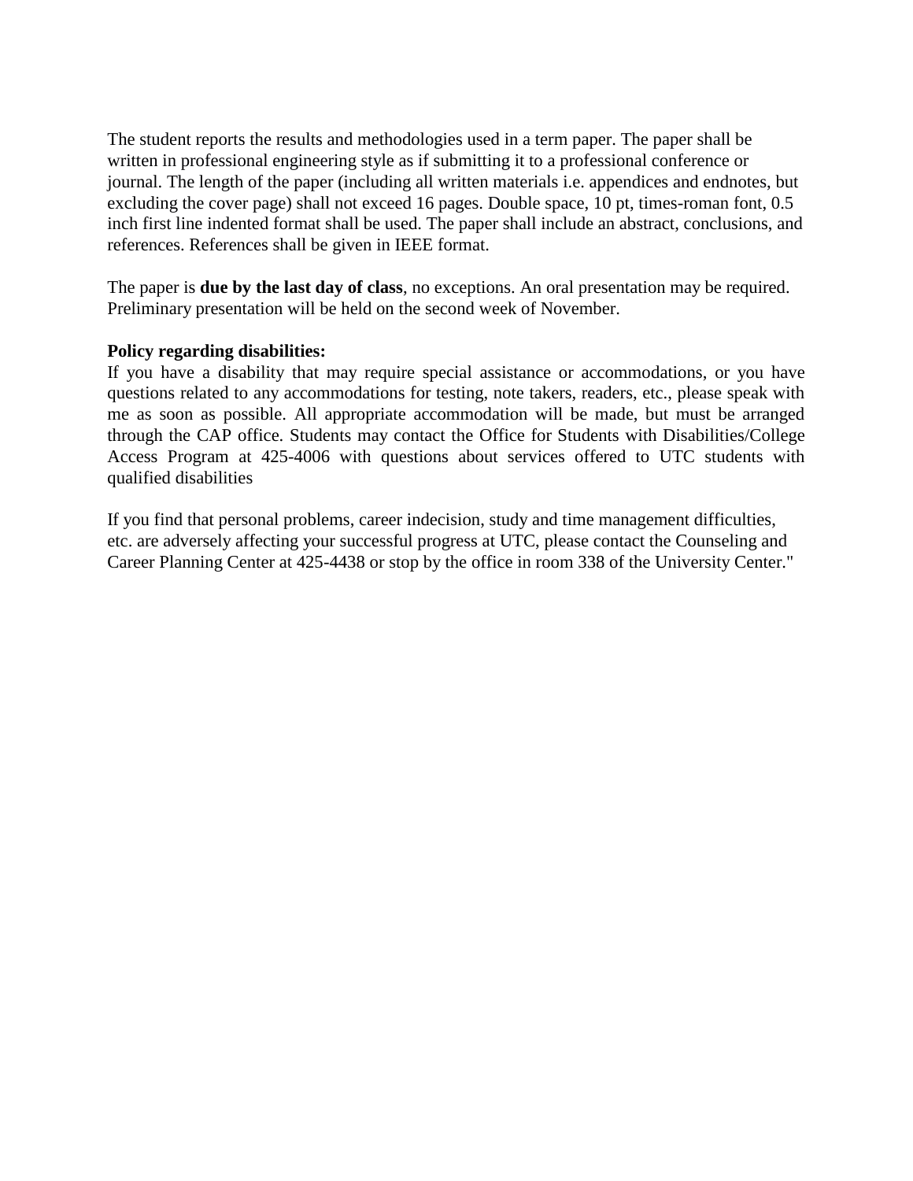The student reports the results and methodologies used in a term paper. The paper shall be written in professional engineering style as if submitting it to a professional conference or journal. The length of the paper (including all written materials i.e. appendices and endnotes, but excluding the cover page) shall not exceed 16 pages. Double space, 10 pt, times-roman font, 0.5 inch first line indented format shall be used. The paper shall include an abstract, conclusions, and references. References shall be given in IEEE format.

The paper is **due by the last day of class**, no exceptions. An oral presentation may be required. Preliminary presentation will be held on the second week of November.

**Policy regarding disabilities:**
If you have a disability that may require special assistance or accommodations, or you have questions related to any accommodations for testing, note takers, readers, etc., please speak with me as soon as possible. All appropriate accommodation will be made, but must be arranged through the CAP office. Students may contact the Office for Students with Disabilities/College Access Program at 425-4006 with questions about services offered to UTC students with qualified disabilities

If you find that personal problems, career indecision, study and time management difficulties, etc. are adversely affecting your successful progress at UTC, please contact the Counseling and Career Planning Center at 425-4438 or stop by the office in room 338 of the University Center."